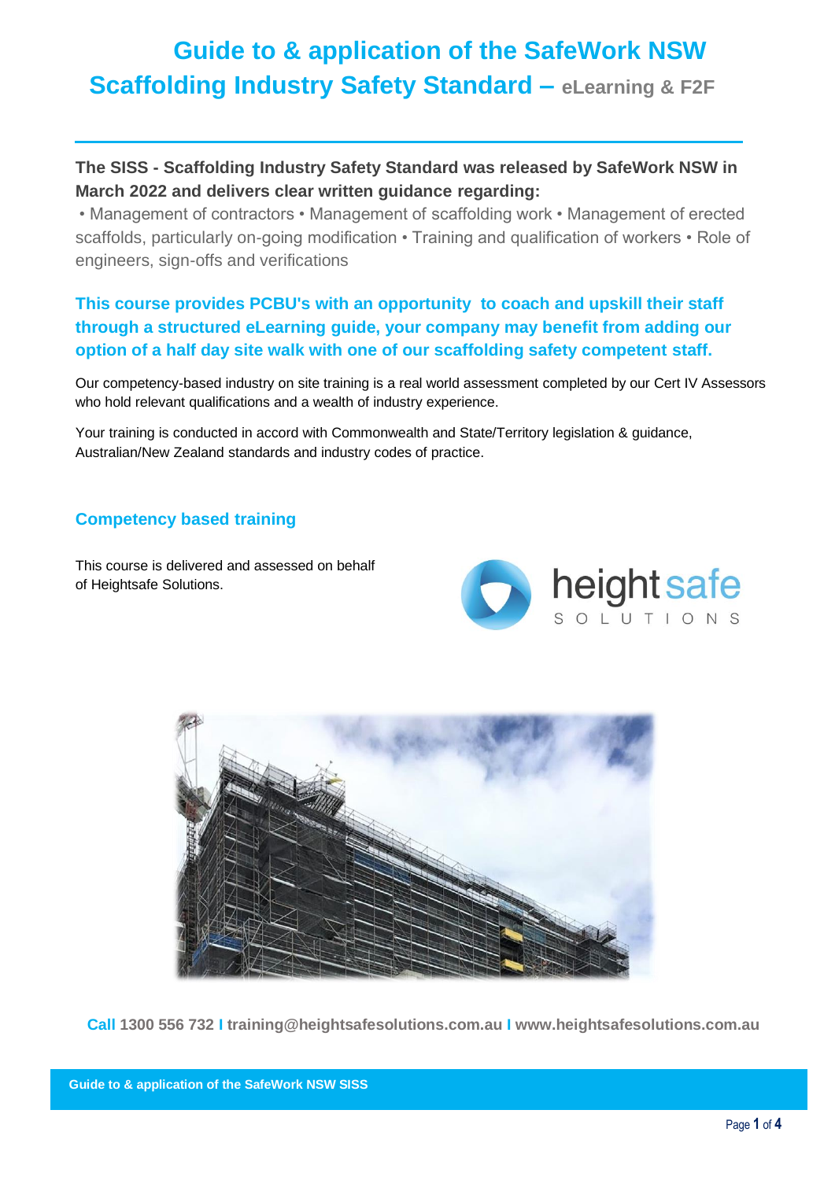# Guide to & application of the SafeWork NSW Scaffolding Industry Safety Standard – eLearning & F2F

**The SISS - Scaffolding Industry Safety Standard was released by SafeWork NSW in March 2022 and delivers clear written guidance regarding:**

• Management of contractors • Management of scaffolding work • Management of erected scaffolds, particularly on-going modification • Training and qualification of workers • Role of engineers, sign-offs and verifications

**This course provides PCBU's with an opportunity to coach and upskill their staff through a structured eLearning guide, your company may benefit from adding our option of a half day site walk with one of our scaffolding safety competent staff.**

Our competency-based industry on site training is a real world assessment completed by our Cert IV Assessors who hold relevant qualifications and a wealth of industry experience.

Your training is conducted in accord with Commonwealth and State/Territory legislation & guidance, Australian/New Zealand standards and industry codes of practice.

## Competency based training

This course is delivered and assessed on behalf of Heightsafe Solutions.

**Call 1300 556 732 I training@heightsafesolutions.com.au I www.heightsafesolutions.com.au**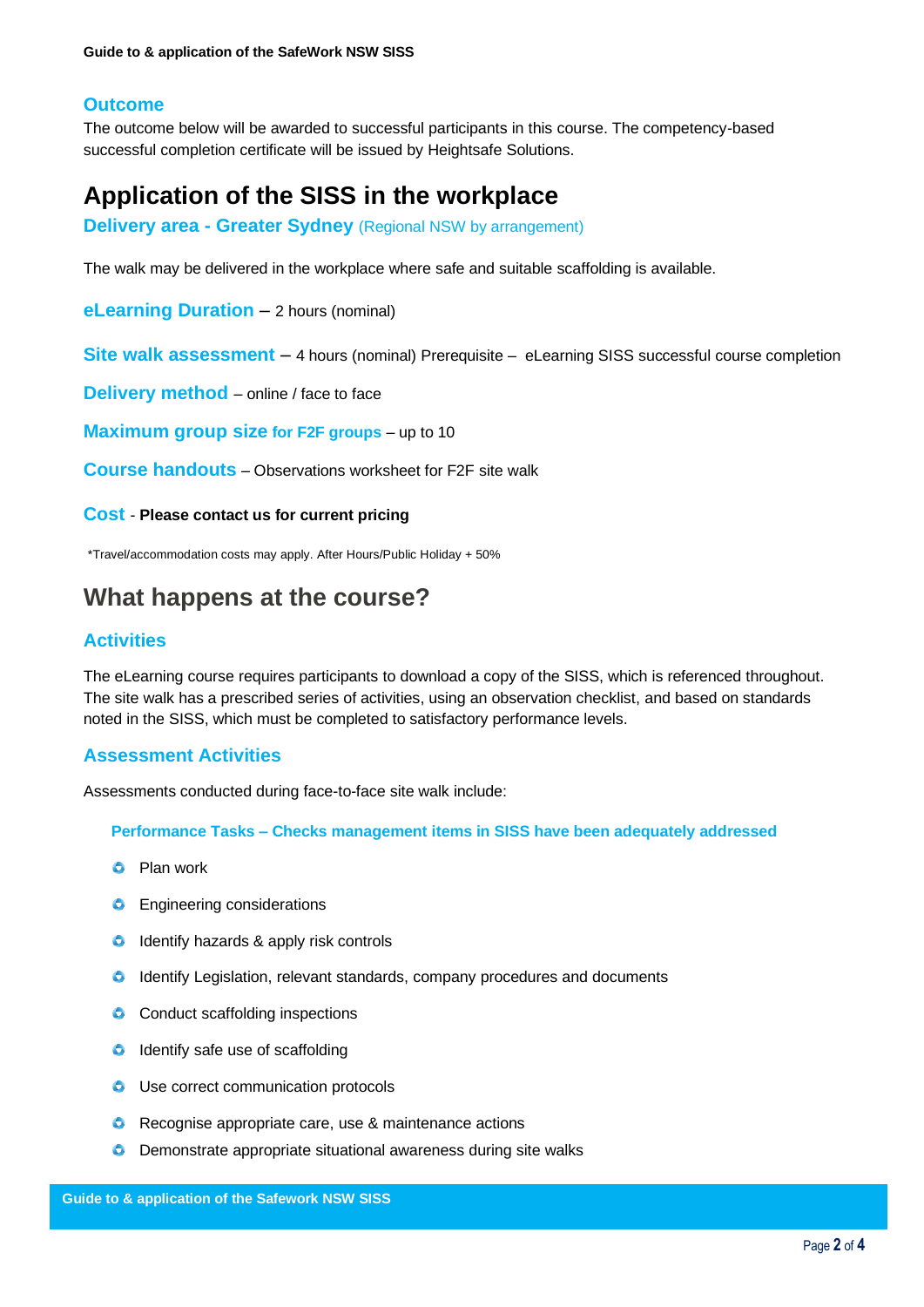### Outcome

The outcome below will be awarded to successful participants in this course. The competency-based successful completion certificate will be issued by Heightsafe Solutions.

## Application of the SISS in the workplace

**Delivery area - Greater Sydney** (Regional NSW by arrangement)

The walk may be delivered in the workplace where safe and suitable scaffolding is available.

**eLearning Duration** – 2 hours (nominal)

**Site walk assessment** – 4 hours (nominal) Prerequisite – eLearning SISS successful course completion

**Delivery method** – online / face to face

**Maximum group size for F2F groups** – up to 10

**Course handouts** – Observations worksheet for F2F site walk

**Cost** - **Please contact us for current pricing**

*Travel/accommodation costs may apply. After Hours/Public Holiday + 50%

## What happens at the course?

### Activities

The eLearning course requires participants to download a copy of the SISS, which is referenced throughout. The site walk has a prescribed series of activities, using an observation checklist, and based on standards noted in the SISS, which must be completed to satisfactory performance levels.

### Assessment Activities

Assessments conducted during face-to-face site walk include:

#### Performance Tasks – Checks management items in SISS have been adequately addressed

- Plan work
- Engineering considerations
- Identify hazards & apply risk controls
- Identify Legislation, relevant standards, company procedures and documents
- Conduct scaffolding inspections
- Identify safe use of scaffolding
- Use correct communication protocols
- Recognise appropriate care, use & maintenance actions
- Demonstrate appropriate situational awareness during site walks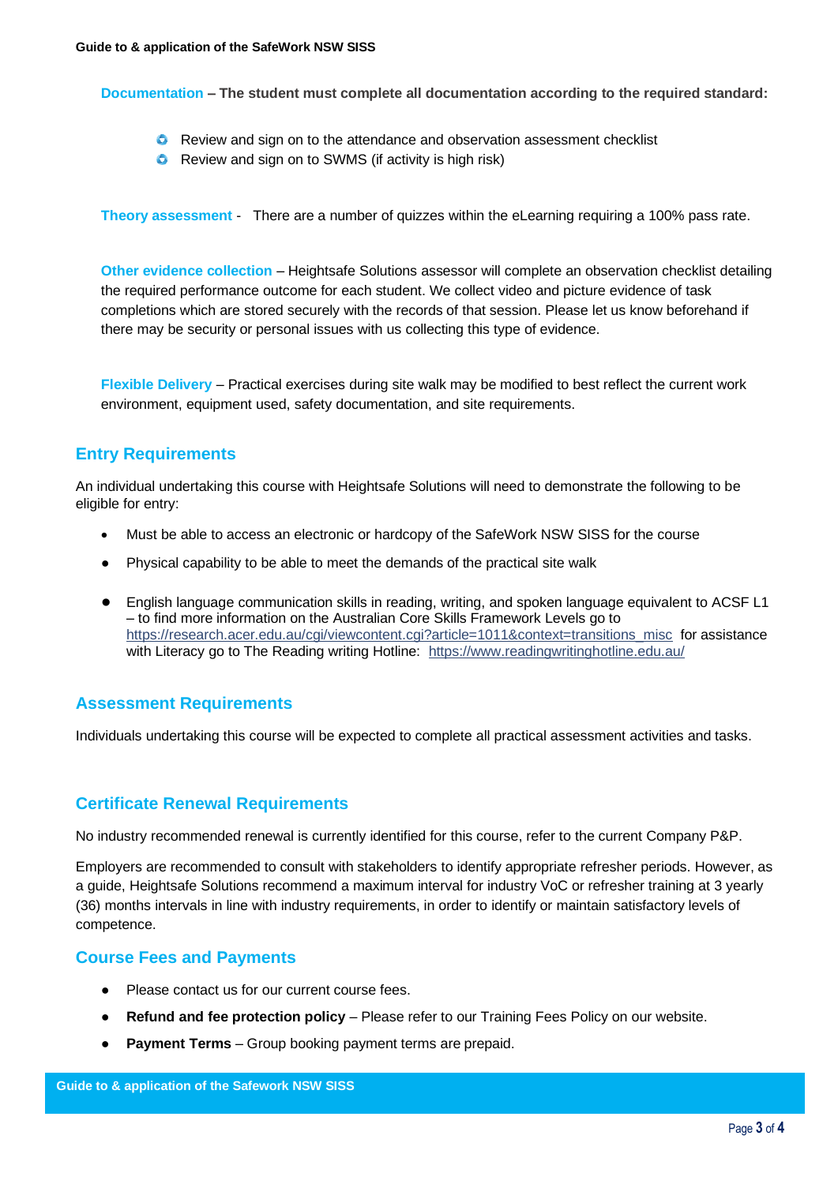**Documentation – The student must complete all documentation according to the required standard:**

- Review and sign on to the attendance and observation assessment checklist
- Review and sign on to SWMS (if activity is high risk)

**Theory assessment** - There are a number of quizzes within the eLearning requiring a 100% pass rate.

**Other evidence collection** – Heightsafe Solutions assessor will complete an observation checklist detailing the required performance outcome for each student. We collect video and picture evidence of task completions which are stored securely with the records of that session. Please let us know beforehand if there may be security or personal issues with us collecting this type of evidence.

**Flexible Delivery** – Practical exercises during site walk may be modified to best reflect the current work environment, equipment used, safety documentation, and site requirements.

## Entry Requirements

An individual undertaking this course with Heightsafe Solutions will need to demonstrate the following to be eligible for entry:

- Must be able to access an electronic or hardcopy of the SafeWork NSW SISS for the course
- Physical capability to be able to meet the demands of the practical site walk
- English language communication skills in reading, writing, and spoken language equivalent to ACSF L1 – to find more information on the Australian Core Skills Framework Levels go to https://research.acer.edu.au/cgi/viewcontent.cgi?article=1011&context=transitions_misc for assistance with Literacy go to The Reading writing Hotline: https://www.readingwritinghotline.edu.au/

## Assessment Requirements

Individuals undertaking this course will be expected to complete all practical assessment activities and tasks.

## Certificate Renewal Requirements

No industry recommended renewal is currently identified for this course, refer to the current Company P&P.

Employers are recommended to consult with stakeholders to identify appropriate refresher periods. However, as a guide, Heightsafe Solutions recommend a maximum interval for industry VoC or refresher training at 3 yearly (36) months intervals in line with industry requirements, in order to identify or maintain satisfactory levels of competence.

## Course Fees and Payments

- Please contact us for our current course fees.
- **Refund and fee protection policy** – Please refer to our Training Fees Policy on our website.
- **Payment Terms** – Group booking payment terms are prepaid.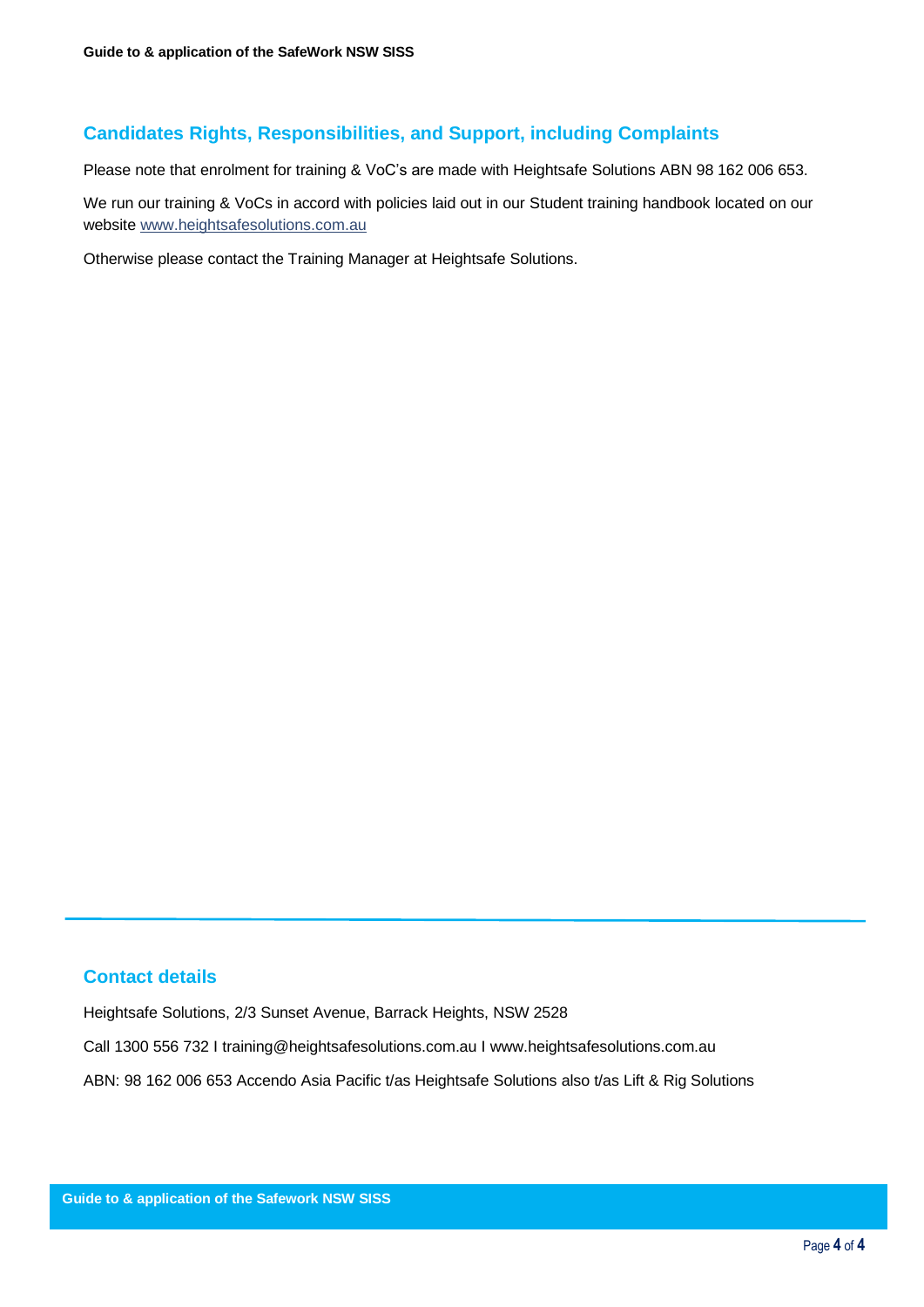## Candidates Rights, Responsibilities, and Support, including Complaints

Please note that enrolment for training & VoC's are made with Heightsafe Solutions ABN 98 162 006 653.

We run our training & VoCs in accord with policies laid out in our Student training handbook located on our website [www.heightsafesolutions.com.au](http://www.heightsafesolutions.com.au)

Otherwise please contact the Training Manager at Heightsafe Solutions.

## Contact details

Heightsafe Solutions, 2/3 Sunset Avenue, Barrack Heights, NSW 2528

Call 1300 556 732 I training@heightsafesolutions.com.au I www.heightsafesolutions.com.au

ABN: 98 162 006 653 Accendo Asia Pacific t/as Heightsafe Solutions also t/as Lift & Rig Solutions